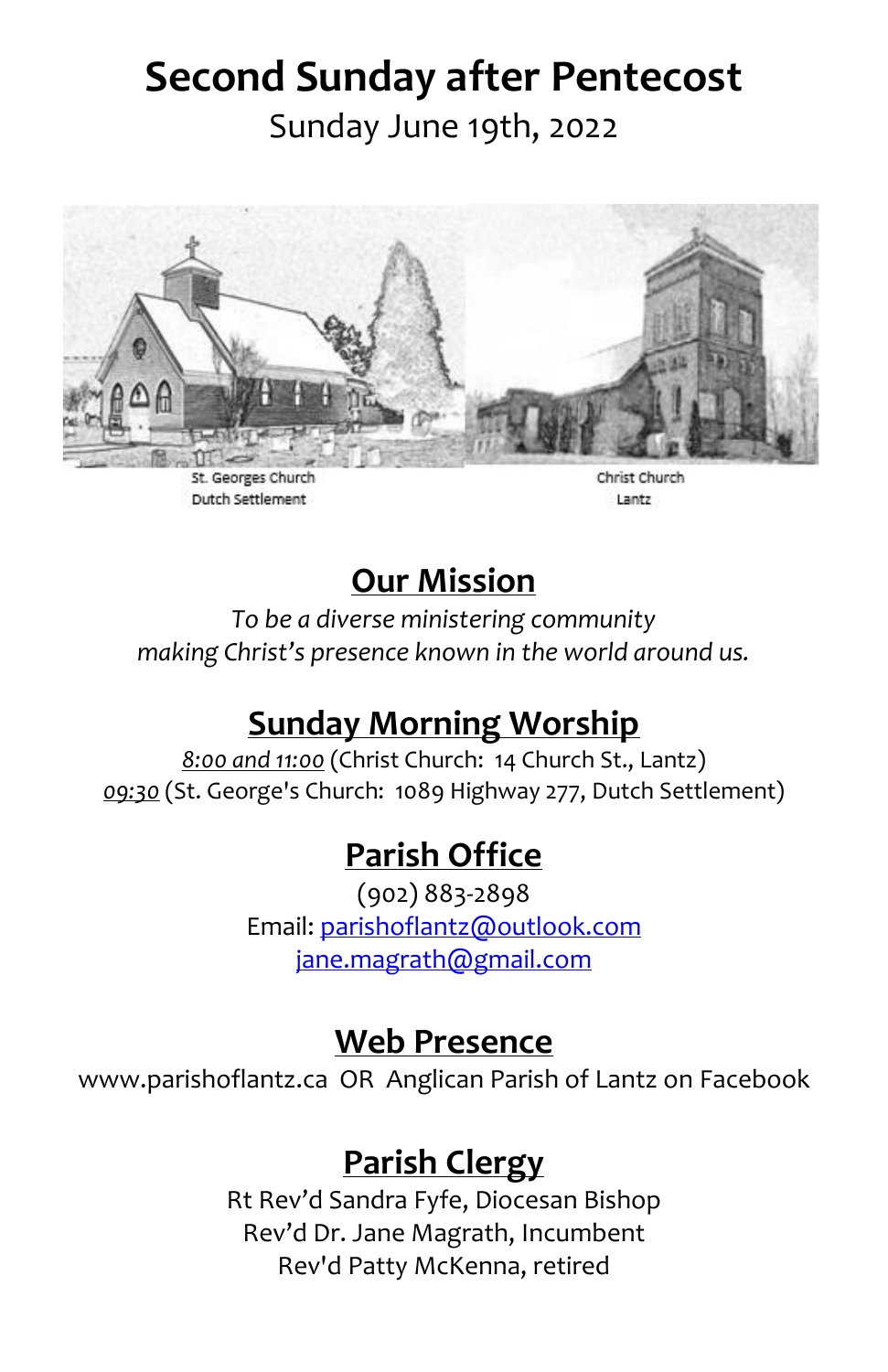# Second Sunday after Pentecost

Sunday June 19th, 2022

St. Georges Church
Dutch Settlement

Christ Church
Lantz

## Our Mission

*To be a diverse ministering community*
*making Christ's presence known in the world around us.*

## Sunday Morning Worship

*8:00 and 11:00* (Christ Church: 14 Church St., Lantz)
*09:30* (St. George's Church: 1089 Highway 277, Dutch Settlement)

## Parish Office

(902) 883-2898
Email: parishoflantz@outlook.com
jane.magrath@gmail.com

## Web Presence

www.parishoflantz.ca OR Anglican Parish of Lantz on Facebook

## Parish Clergy

Rt Rev'd Sandra Fyfe, Diocesan Bishop
Rev'd Dr. Jane Magrath, Incumbent
Rev'd Patty McKenna, retired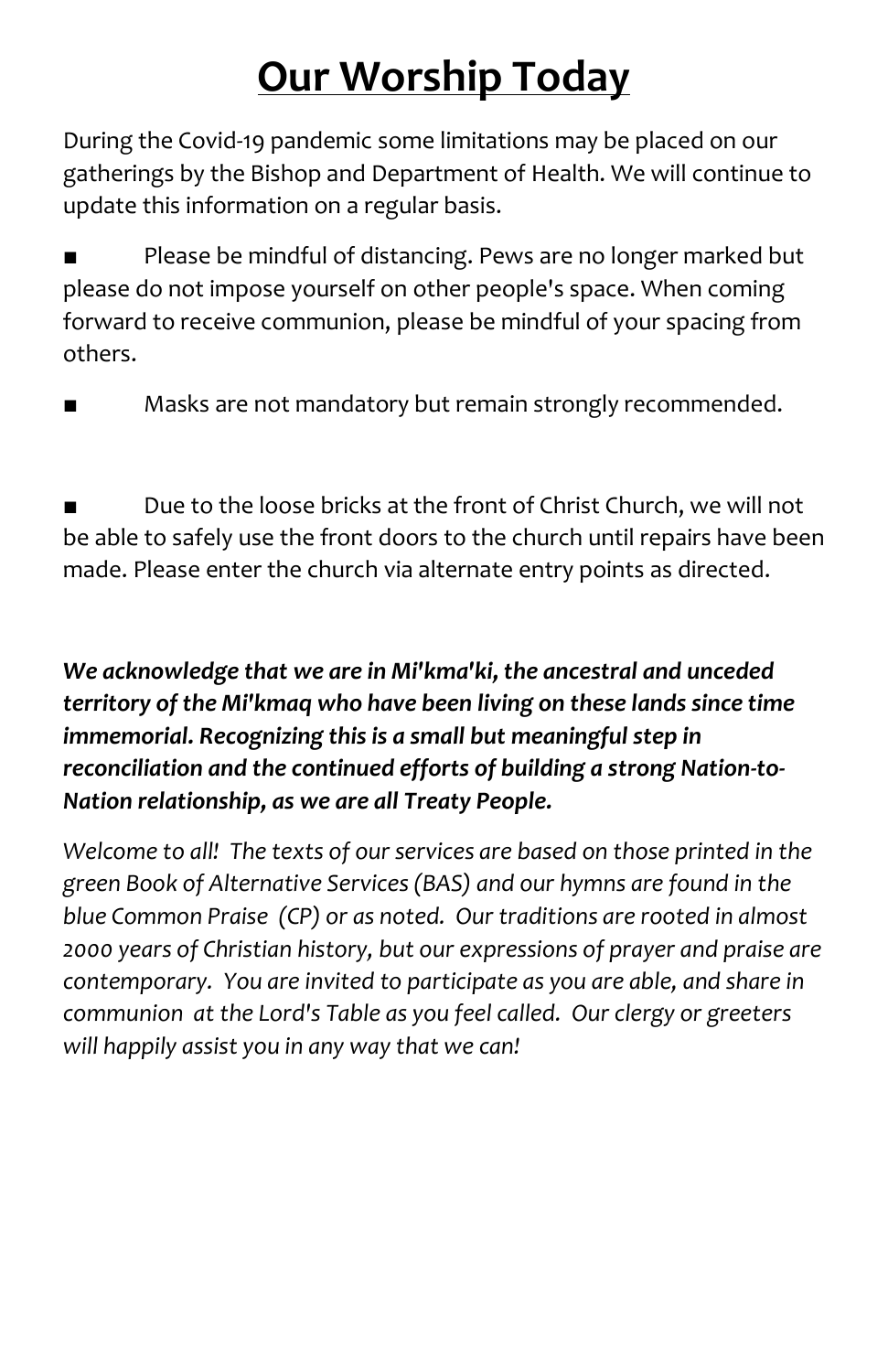# Our Worship Today

During the Covid-19 pandemic some limitations may be placed on our gatherings by the Bishop and Department of Health. We will continue to update this information on a regular basis.

- Please be mindful of distancing. Pews are no longer marked but please do not impose yourself on other people's space. When coming forward to receive communion, please be mindful of your spacing from others.
- Masks are not mandatory but remain strongly recommended.
- Due to the loose bricks at the front of Christ Church, we will not be able to safely use the front doors to the church until repairs have been made. Please enter the church via alternate entry points as directed.

***We acknowledge that we are in Mi'kma'ki, the ancestral and unceded territory of the Mi'kmaq who have been living on these lands since time immemorial. Recognizing this is a small but meaningful step in reconciliation and the continued efforts of building a strong Nation-to-Nation relationship, as we are all Treaty People.***

*Welcome to all! The texts of our services are based on those printed in the green Book of Alternative Services (BAS) and our hymns are found in the blue Common Praise (CP) or as noted. Our traditions are rooted in almost 2000 years of Christian history, but our expressions of prayer and praise are contemporary. You are invited to participate as you are able, and share in communion at the Lord's Table as you feel called. Our clergy or greeters will happily assist you in any way that we can!*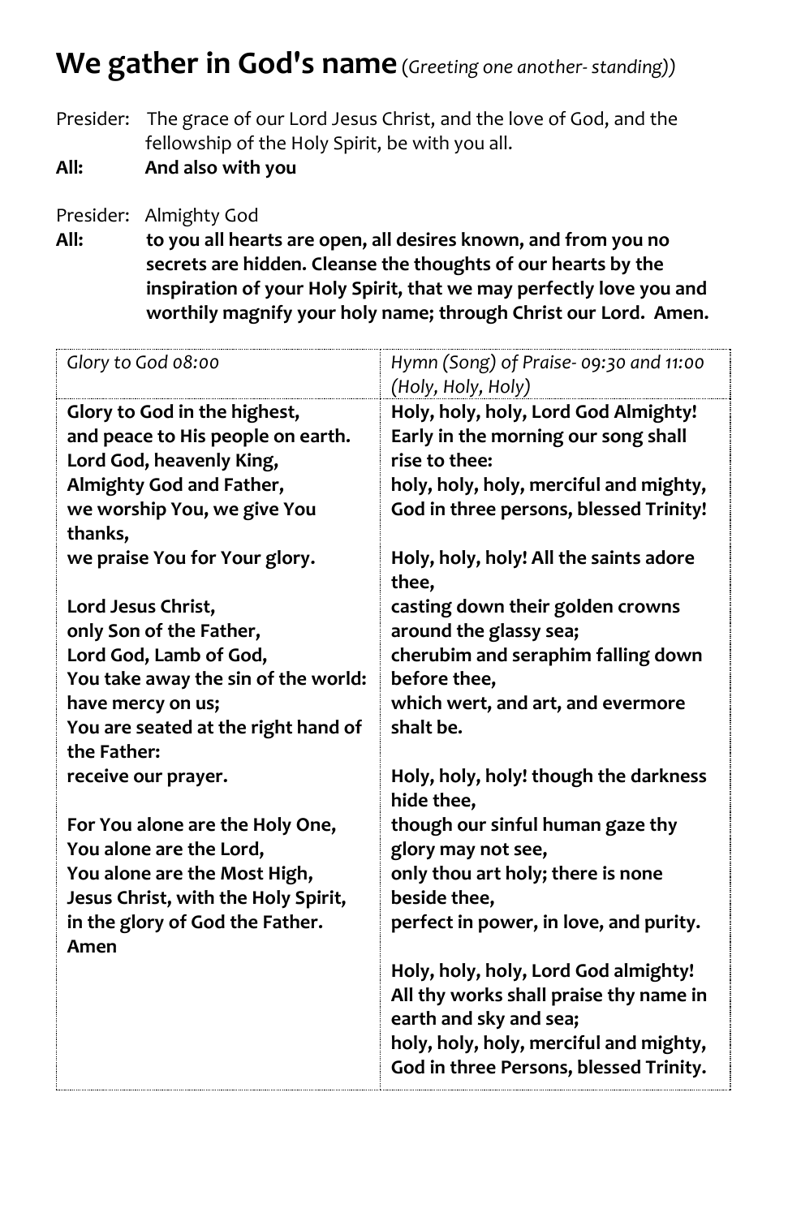# We gather in God's name *(Greeting one another- standing))*

Presider: The grace of our Lord Jesus Christ, and the love of God, and the fellowship of the Holy Spirit, be with you all.

**All: And also with you**

Presider: Almighty God

**All: to you all hearts are open, all desires known, and from you no secrets are hidden. Cleanse the thoughts of our hearts by the inspiration of your Holy Spirit, that we may perfectly love you and worthily magnify your holy name; through Christ our Lord. Amen.**

| *Glory to God 08:00* | *Hymn (Song) of Praise- 09:30 and 11:00 (Holy, Holy, Holy)* |
|---|---|
| **Glory to God in the highest,<br>and peace to His people on earth.<br>Lord God, heavenly King,<br>Almighty God and Father,<br>we worship You, we give You thanks,<br>we praise You for Your glory.<br><br>Lord Jesus Christ,<br>only Son of the Father,<br>Lord God, Lamb of God,<br>You take away the sin of the world:<br>have mercy on us;<br>You are seated at the right hand of the Father:<br>receive our prayer.<br><br>For You alone are the Holy One,<br>You alone are the Lord,<br>You alone are the Most High,<br>Jesus Christ, with the Holy Spirit,<br>in the glory of God the Father.<br>Amen** | **Holy, holy, holy, Lord God Almighty!<br>Early in the morning our song shall rise to thee:<br>holy, holy, holy, merciful and mighty,<br>God in three persons, blessed Trinity!<br><br>Holy, holy, holy! All the saints adore thee,<br>casting down their golden crowns around the glassy sea;<br>cherubim and seraphim falling down before thee,<br>which wert, and art, and evermore shalt be.<br><br>Holy, holy, holy! though the darkness hide thee,<br>though our sinful human gaze thy glory may not see,<br>only thou art holy; there is none beside thee,<br>perfect in power, in love, and purity.<br><br>Holy, holy, holy, Lord God almighty!<br>All thy works shall praise thy name in earth and sky and sea;<br>holy, holy, holy, merciful and mighty,<br>God in three Persons, blessed Trinity.** |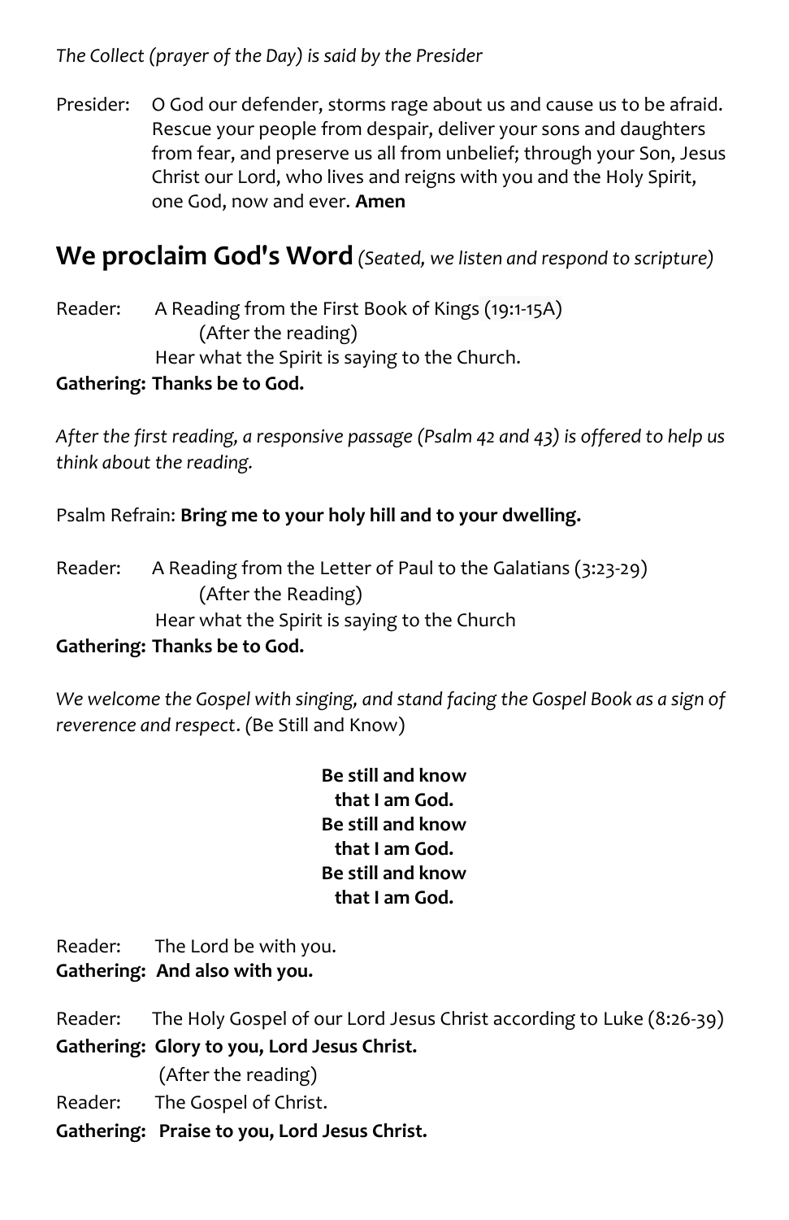*The Collect (prayer of the Day) is said by the Presider*

Presider: O God our defender, storms rage about us and cause us to be afraid. Rescue your people from despair, deliver your sons and daughters from fear, and preserve us all from unbelief; through your Son, Jesus Christ our Lord, who lives and reigns with you and the Holy Spirit, one God, now and ever. **Amen**

## We proclaim God's Word *(Seated, we listen and respond to scripture)*

Reader: A Reading from the First Book of Kings (19:1-15A)
(After the reading)
Hear what the Spirit is saying to the Church.

**Gathering: Thanks be to God.**

*After the first reading, a responsive passage (Psalm 42 and 43) is offered to help us think about the reading.*

Psalm Refrain: **Bring me to your holy hill and to your dwelling.**

Reader: A Reading from the Letter of Paul to the Galatians (3:23-29)
(After the Reading)
Hear what the Spirit is saying to the Church

**Gathering: Thanks be to God.**

*We welcome the Gospel with singing, and stand facing the Gospel Book as a sign of reverence and respect*. (Be Still and Know)

**Be still and know**
**that I am God.**
**Be still and know**
**that I am God.**
**Be still and know**
**that I am God.**

Reader: The Lord be with you.

**Gathering: And also with you.**

Reader: The Holy Gospel of our Lord Jesus Christ according to Luke (8:26-39)

**Gathering: Glory to you, Lord Jesus Christ.**

(After the reading)

Reader: The Gospel of Christ.

**Gathering: Praise to you, Lord Jesus Christ.**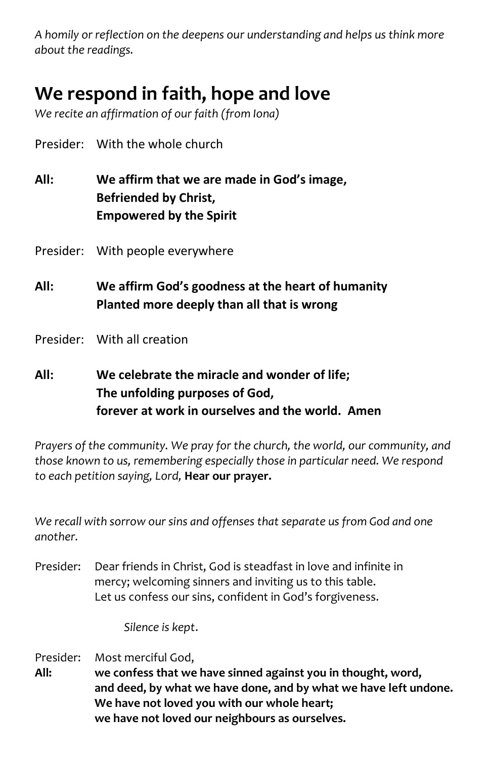*A homily or reflection on the deepens our understanding and helps us think more about the readings.*

## We respond in faith, hope and love

*We recite an affirmation of our faith (from Iona)*

Presider: With the whole church

**All: We affirm that we are made in God's image,**
**Befriended by Christ,**
**Empowered by the Spirit**

Presider: With people everywhere

**All: We affirm God's goodness at the heart of humanity**
**Planted more deeply than all that is wrong**

Presider: With all creation

**All: We celebrate the miracle and wonder of life;**
**The unfolding purposes of God,**
**forever at work in ourselves and the world. Amen**

*Prayers of the community. We pray for the church, the world, our community, and those known to us, remembering especially those in particular need. We respond to each petition saying, Lord,* **Hear our prayer.**

*We recall with sorrow our sins and offenses that separate us from God and one another.*

Presider: Dear friends in Christ, God is steadfast in love and infinite in mercy; welcoming sinners and inviting us to this table.
Let us confess our sins, confident in God's forgiveness.

*Silence is kept.*

Presider: Most merciful God,
**All: we confess that we have sinned against you in thought, word, and deed, by what we have done, and by what we have left undone.**
**We have not loved you with our whole heart;**
**we have not loved our neighbours as ourselves.**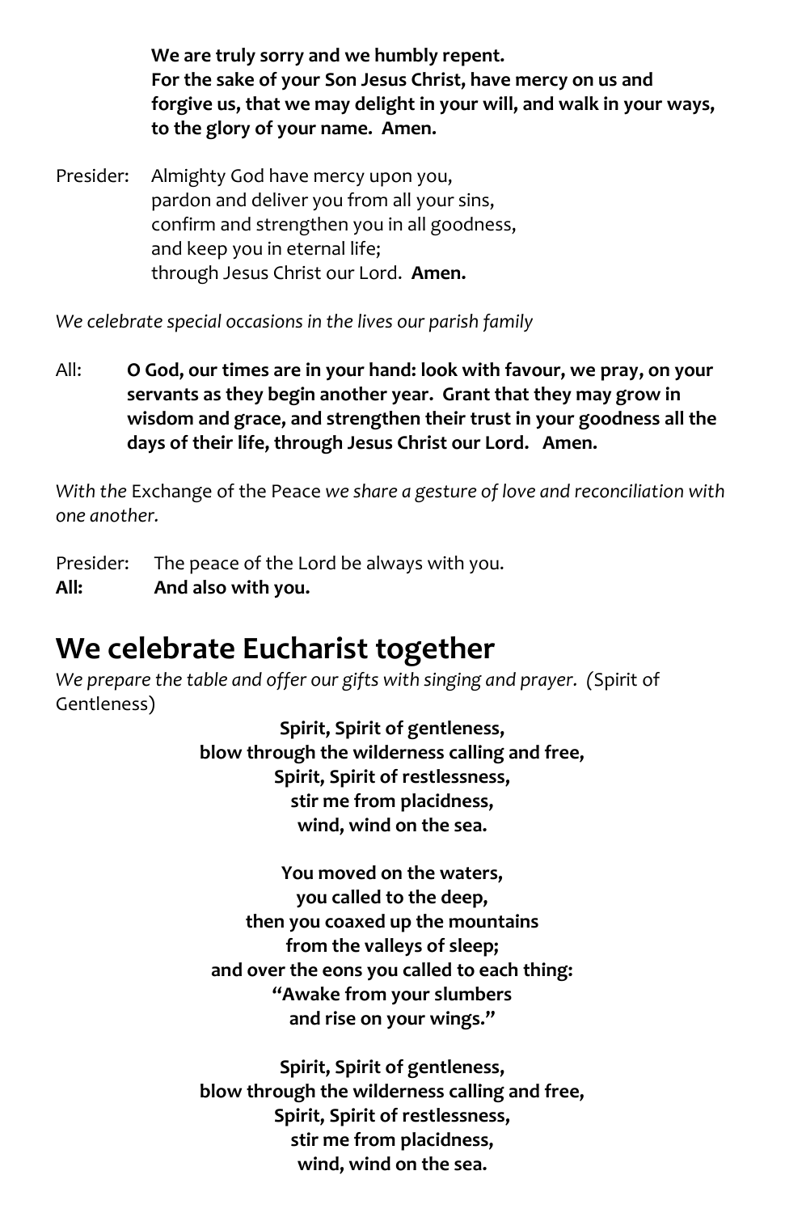**We are truly sorry and we humbly repent.**
**For the sake of your Son Jesus Christ, have mercy on us and forgive us, that we may delight in your will, and walk in your ways, to the glory of your name. Amen.**

Presider: Almighty God have mercy upon you,
pardon and deliver you from all your sins,
confirm and strengthen you in all goodness,
and keep you in eternal life;
through Jesus Christ our Lord. **Amen.**

*We celebrate special occasions in the lives our parish family*

All: **O God, our times are in your hand: look with favour, we pray, on your servants as they begin another year. Grant that they may grow in wisdom and grace, and strengthen their trust in your goodness all the days of their life, through Jesus Christ our Lord. Amen.**

*With the* Exchange of the Peace *we share a gesture of love and reconciliation with one another.*

Presider: The peace of the Lord be always with you.
**All: And also with you.**

## We celebrate Eucharist together

*We prepare the table and offer our gifts with singing and prayer. (*Spirit of Gentleness)

**Spirit, Spirit of gentleness,**
**blow through the wilderness calling and free,**
**Spirit, Spirit of restlessness,**
**stir me from placidness,**
**wind, wind on the sea.**

**You moved on the waters,**
**you called to the deep,**
**then you coaxed up the mountains**
**from the valleys of sleep;**
**and over the eons you called to each thing:**
**"Awake from your slumbers**
**and rise on your wings."**

**Spirit, Spirit of gentleness,**
**blow through the wilderness calling and free,**
**Spirit, Spirit of restlessness,**
**stir me from placidness,**
**wind, wind on the sea.**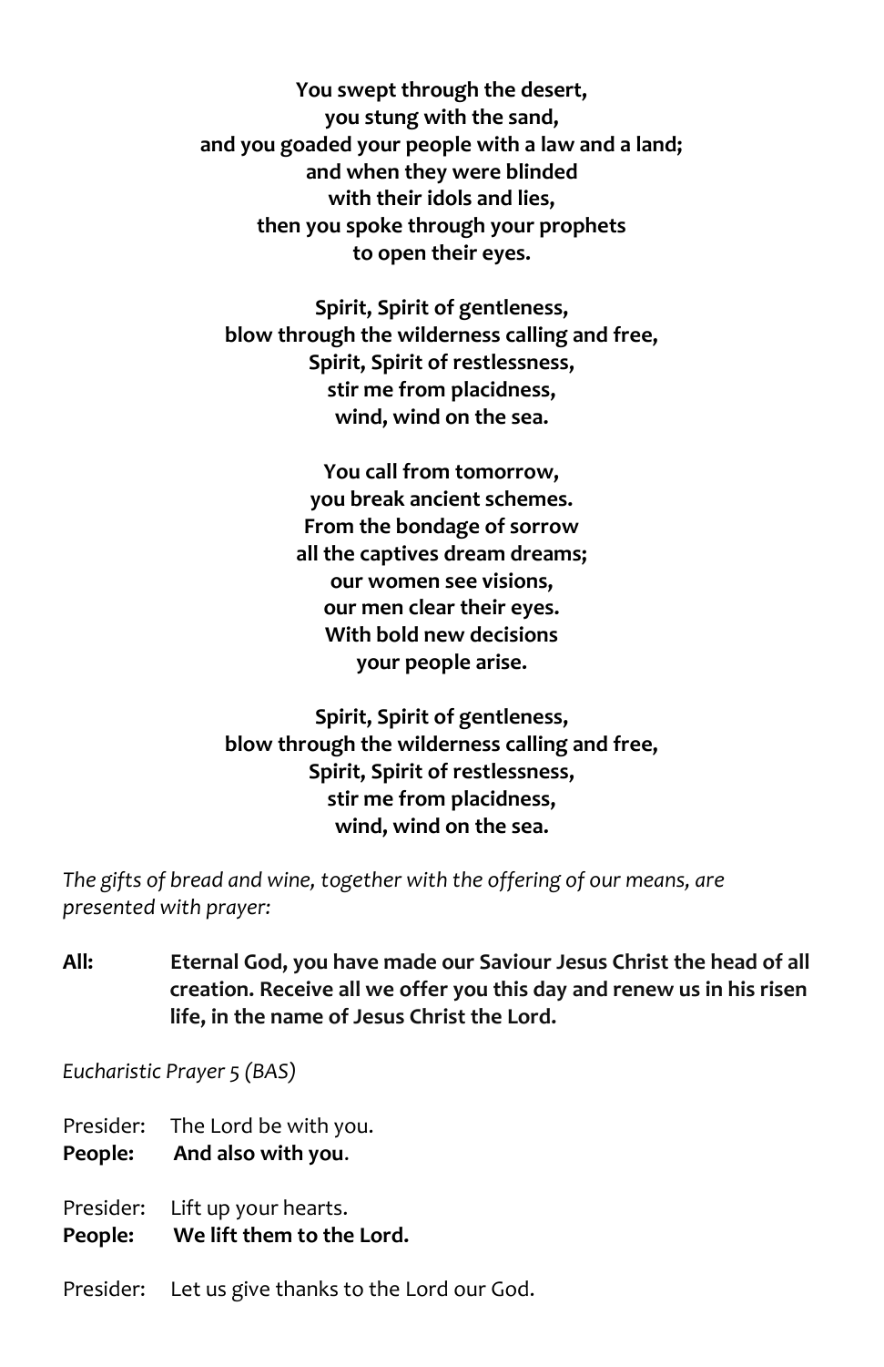**You swept through the desert,**
**you stung with the sand,**
**and you goaded your people with a law and a land;**
**and when they were blinded**
**with their idols and lies,**
**then you spoke through your prophets**
**to open their eyes.**

**Spirit, Spirit of gentleness,**
**blow through the wilderness calling and free,**
**Spirit, Spirit of restlessness,**
**stir me from placidness,**
**wind, wind on the sea.**

**You call from tomorrow,**
**you break ancient schemes.**
**From the bondage of sorrow**
**all the captives dream dreams;**
**our women see visions,**
**our men clear their eyes.**
**With bold new decisions**
**your people arise.**

**Spirit, Spirit of gentleness,**
**blow through the wilderness calling and free,**
**Spirit, Spirit of restlessness,**
**stir me from placidness,**
**wind, wind on the sea.**

*The gifts of bread and wine, together with the offering of our means, are presented with prayer:*

**All:** **Eternal God, you have made our Saviour Jesus Christ the head of all creation. Receive all we offer you this day and renew us in his risen life, in the name of Jesus Christ the Lord.**

*Eucharistic Prayer 5 (BAS)*

Presider: The Lord be with you.
**People: And also with you**.

Presider: Lift up your hearts.
**People: We lift them to the Lord.**

Presider: Let us give thanks to the Lord our God.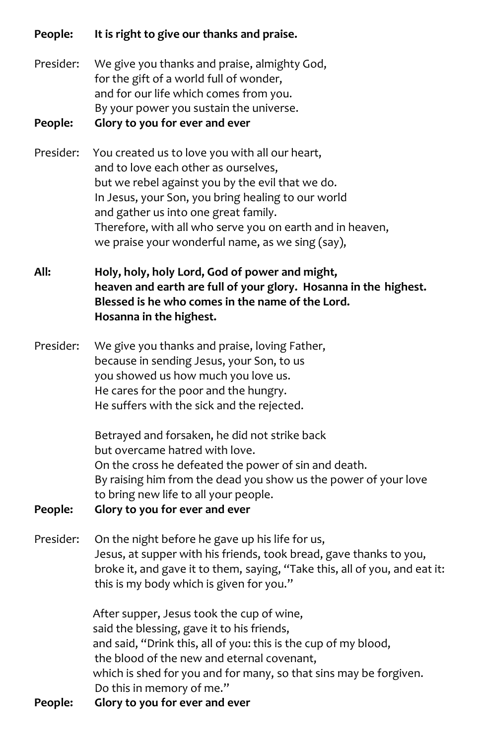**People:** **It is right to give our thanks and praise.**

Presider: We give you thanks and praise, almighty God,
for the gift of a world full of wonder,
and for our life which comes from you.
By your power you sustain the universe.

**People:** **Glory to you for ever and ever**

Presider: You created us to love you with all our heart,
and to love each other as ourselves,
but we rebel against you by the evil that we do.
In Jesus, your Son, you bring healing to our world
and gather us into one great family.
Therefore, with all who serve you on earth and in heaven,
we praise your wonderful name, as we sing (say),

**All:** **Holy, holy, holy Lord, God of power and might,**
**heaven and earth are full of your glory. Hosanna in the highest.**
**Blessed is he who comes in the name of the Lord.**
**Hosanna in the highest.**

Presider: We give you thanks and praise, loving Father,
because in sending Jesus, your Son, to us
you showed us how much you love us.
He cares for the poor and the hungry.
He suffers with the sick and the rejected.

Betrayed and forsaken, he did not strike back
but overcame hatred with love.
On the cross he defeated the power of sin and death.
By raising him from the dead you show us the power of your love
to bring new life to all your people.

**People:** **Glory to you for ever and ever**

Presider: On the night before he gave up his life for us,
Jesus, at supper with his friends, took bread, gave thanks to you,
broke it, and gave it to them, saying, "Take this, all of you, and eat it:
this is my body which is given for you."

After supper, Jesus took the cup of wine,
said the blessing, gave it to his friends,
and said, "Drink this, all of you: this is the cup of my blood,
the blood of the new and eternal covenant,
which is shed for you and for many, so that sins may be forgiven.
Do this in memory of me."

**People:** **Glory to you for ever and ever**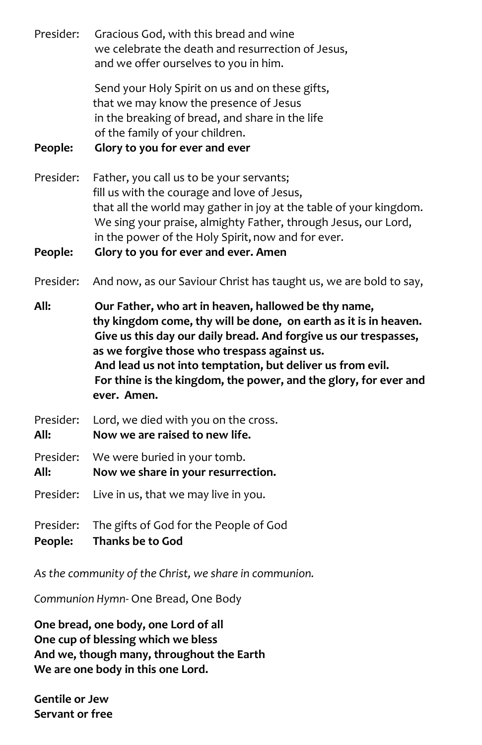Presider: Gracious God, with this bread and wine
we celebrate the death and resurrection of Jesus,
and we offer ourselves to you in him.

Send your Holy Spirit on us and on these gifts,
that we may know the presence of Jesus
in the breaking of bread, and share in the life
of the family of your children.

**People: Glory to you for ever and ever**

Presider: Father, you call us to be your servants;
fill us with the courage and love of Jesus,
that all the world may gather in joy at the table of your kingdom.
We sing your praise, almighty Father, through Jesus, our Lord,
in the power of the Holy Spirit, now and for ever.

**People: Glory to you for ever and ever. Amen**

Presider: And now, as our Saviour Christ has taught us, we are bold to say,

**All: Our Father, who art in heaven, hallowed be thy name,
thy kingdom come, thy will be done, on earth as it is in heaven.
Give us this day our daily bread. And forgive us our trespasses,
as we forgive those who trespass against us.
And lead us not into temptation, but deliver us from evil.
For thine is the kingdom, the power, and the glory, for ever and
ever. Amen.**

Presider: Lord, we died with you on the cross.
**All: Now we are raised to new life.**

Presider: We were buried in your tomb.
**All: Now we share in your resurrection.**

Presider: Live in us, that we may live in you.

Presider: The gifts of God for the People of God
**People: Thanks be to God**

*As the community of the Christ, we share in communion.*

*Communion Hymn-* One Bread, One Body

**One bread, one body, one Lord of all
One cup of blessing which we bless
And we, though many, throughout the Earth
We are one body in this one Lord.**

**Gentile or Jew
Servant or free**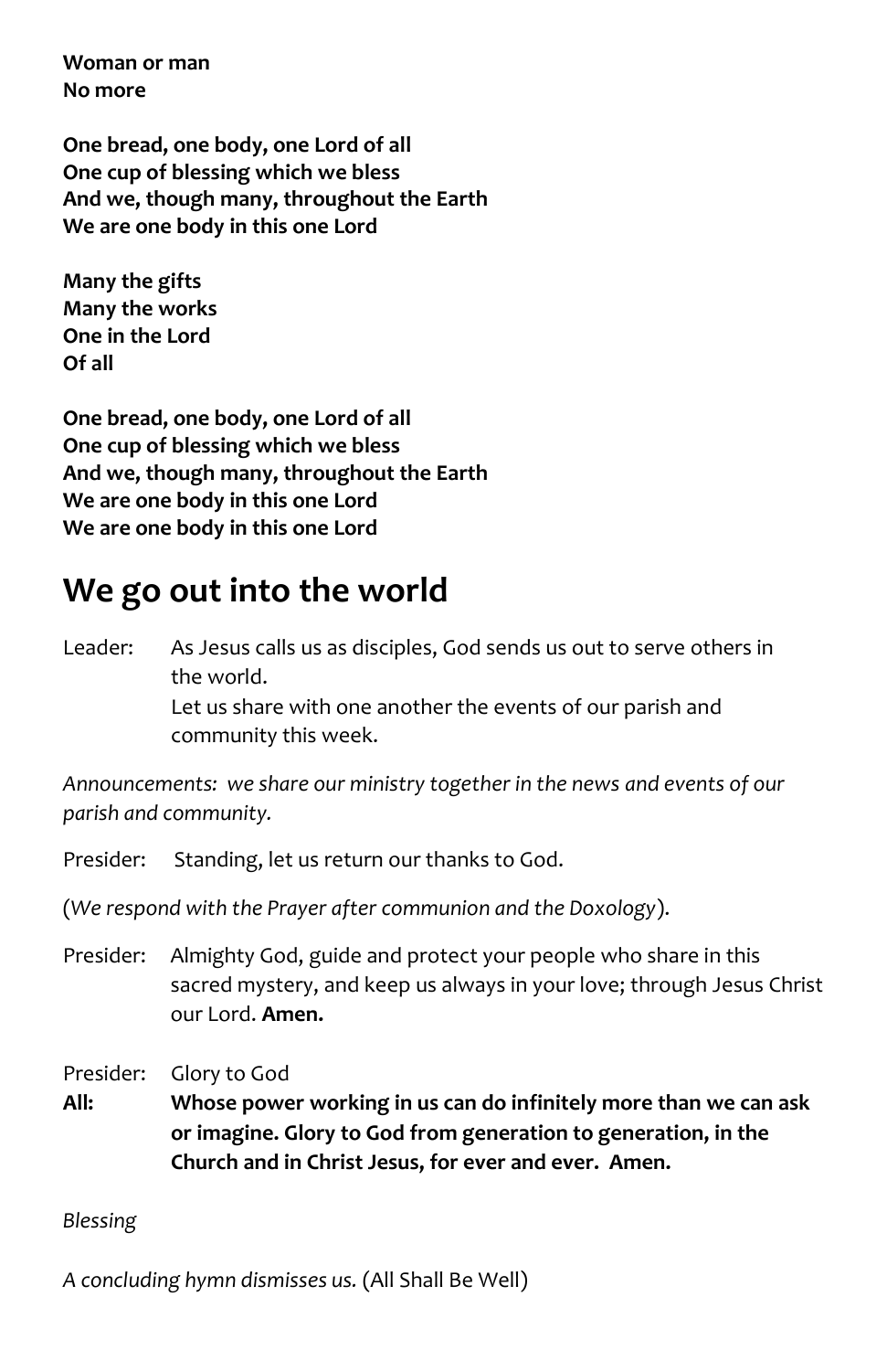**Woman or man**
**No more**

**One bread, one body, one Lord of all**
**One cup of blessing which we bless**
**And we, though many, throughout the Earth**
**We are one body in this one Lord**

**Many the gifts**
**Many the works**
**One in the Lord**
**Of all**

**One bread, one body, one Lord of all**
**One cup of blessing which we bless**
**And we, though many, throughout the Earth**
**We are one body in this one Lord**
**We are one body in this one Lord**

## We go out into the world

Leader: As Jesus calls us as disciples, God sends us out to serve others in the world.
Let us share with one another the events of our parish and community this week.

*Announcements: we share our ministry together in the news and events of our parish and community.*

Presider: Standing, let us return our thanks to God.

(*We respond with the Prayer after communion and the Doxology*).

Presider: Almighty God, guide and protect your people who share in this sacred mystery, and keep us always in your love; through Jesus Christ our Lord. **Amen.**

Presider: Glory to God
**All: Whose power working in us can do infinitely more than we can ask or imagine. Glory to God from generation to generation, in the Church and in Christ Jesus, for ever and ever. Amen.**

*Blessing*

*A concluding hymn dismisses us.* (All Shall Be Well)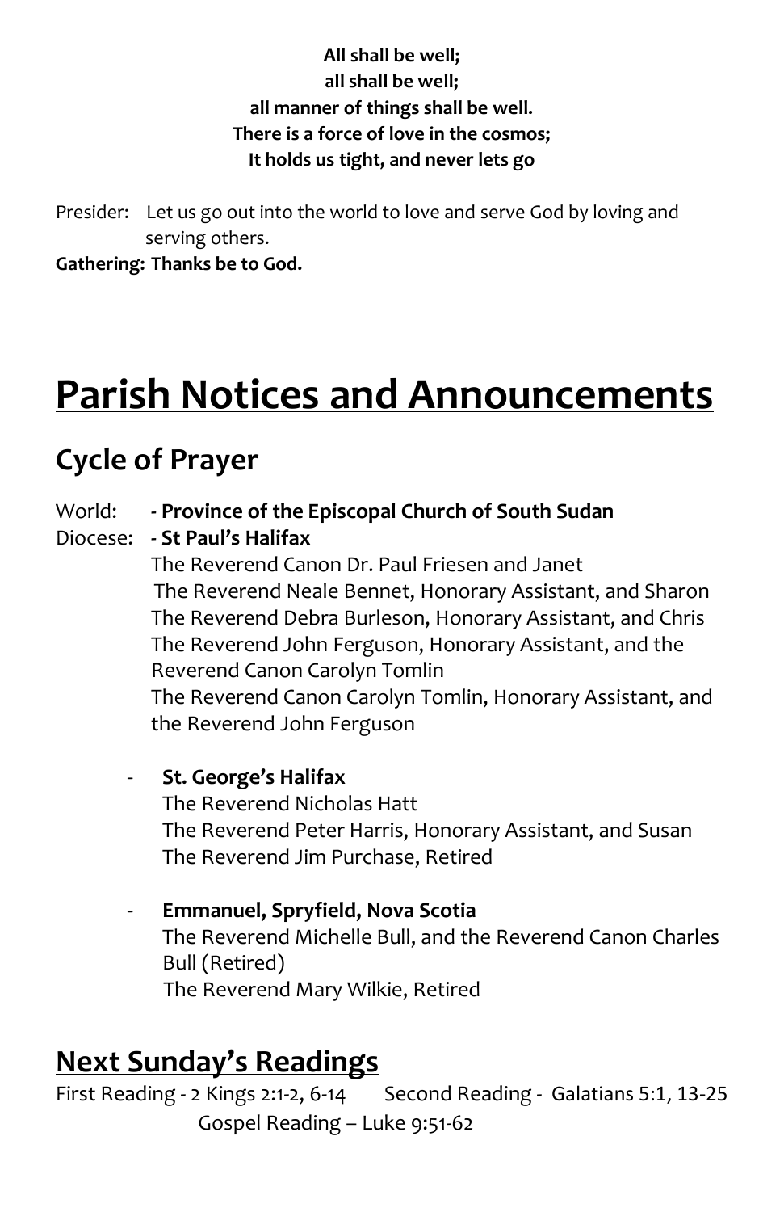**All shall be well;**
**all shall be well;**
**all manner of things shall be well.**
**There is a force of love in the cosmos;**
**It holds us tight, and never lets go**

Presider: Let us go out into the world to love and serve God by loving and serving others.

**Gathering: Thanks be to God.**

# Parish Notices and Announcements

## Cycle of Prayer

World: **- Province of the Episcopal Church of South Sudan**

Diocese: **- St Paul's Halifax**

The Reverend Canon Dr. Paul Friesen and Janet
The Reverend Neale Bennet, Honorary Assistant, and Sharon
The Reverend Debra Burleson, Honorary Assistant, and Chris
The Reverend John Ferguson, Honorary Assistant, and the Reverend Canon Carolyn Tomlin
The Reverend Canon Carolyn Tomlin, Honorary Assistant, and the Reverend John Ferguson

- **St. George's Halifax**
  The Reverend Nicholas Hatt
  The Reverend Peter Harris, Honorary Assistant, and Susan
  The Reverend Jim Purchase, Retired

- **Emmanuel, Spryfield, Nova Scotia**
  The Reverend Michelle Bull, and the Reverend Canon Charles Bull (Retired)
  The Reverend Mary Wilkie, Retired

## Next Sunday's Readings

First Reading - 2 Kings 2:1-2, 6-14 Second Reading - Galatians 5:1, 13-25
Gospel Reading – Luke 9:51-62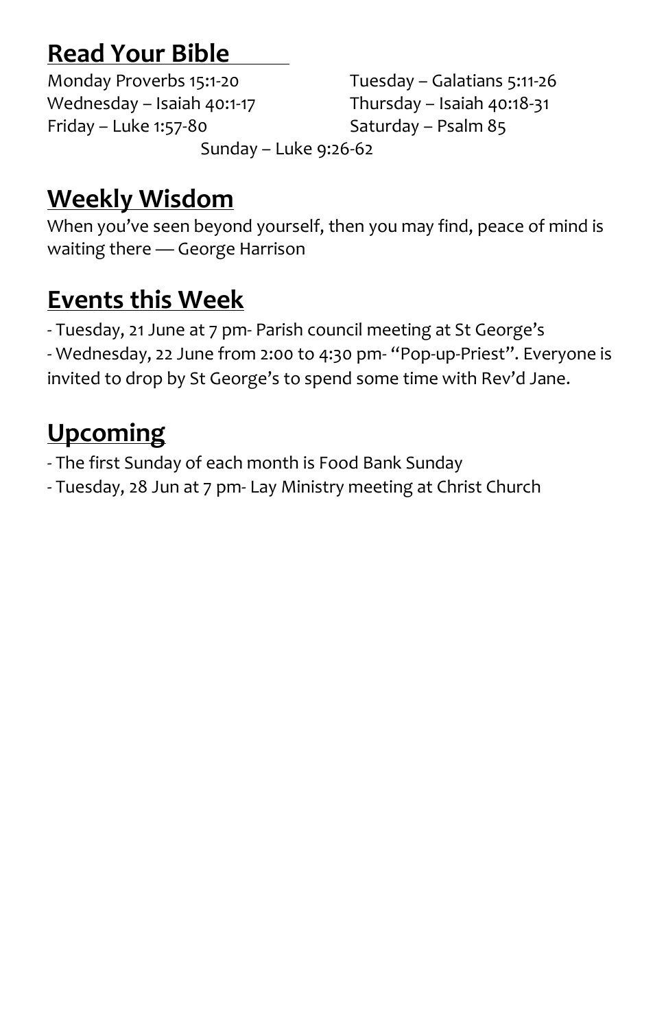## Read Your Bible

Monday Proverbs 15:1-20

Tuesday – Galatians 5:11-26

Wednesday – Isaiah 40:1-17

Thursday – Isaiah 40:18-31

Friday – Luke 1:57-80

Saturday – Psalm 85

Sunday – Luke 9:26-62

## Weekly Wisdom

When you've seen beyond yourself, then you may find, peace of mind is waiting there — George Harrison

## Events this Week

- Tuesday, 21 June at 7 pm- Parish council meeting at St George's
- Wednesday, 22 June from 2:00 to 4:30 pm- "Pop-up-Priest". Everyone is invited to drop by St George's to spend some time with Rev'd Jane.

## Upcoming

- The first Sunday of each month is Food Bank Sunday
- Tuesday, 28 Jun at 7 pm- Lay Ministry meeting at Christ Church